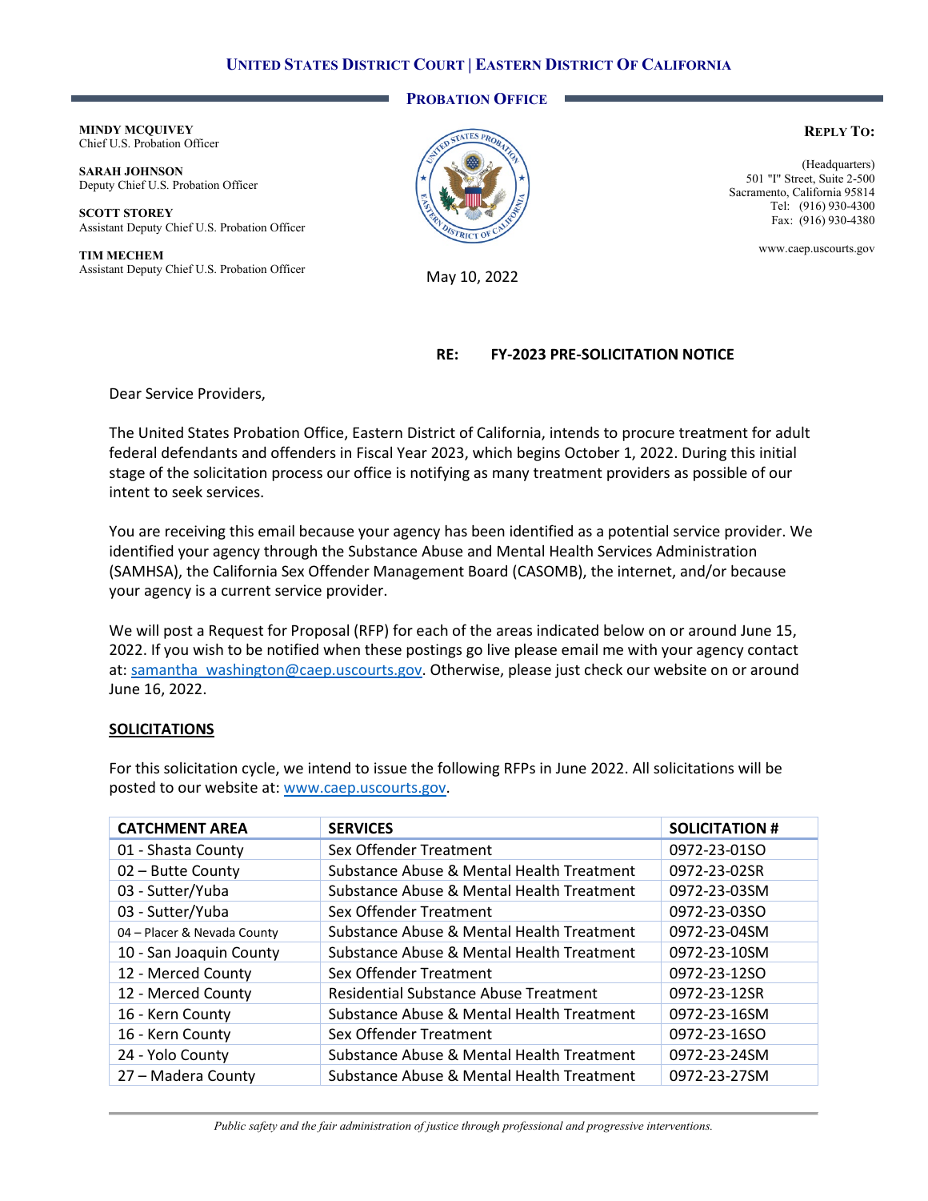**UNITED STATES DISTRICT COURT | EASTERN DISTRICT OF CALIFORNIA**

**PROBATION OFFICE**

**MINDY MCQUIVEY**
Chief U.S. Probation Officer

**SARAH JOHNSON**
Deputy Chief U.S. Probation Officer

**SCOTT STOREY**
Assistant Deputy Chief U.S. Probation Officer

**TIM MECHEM**
Assistant Deputy Chief U.S. Probation Officer

**REPLY TO:**

(Headquarters)
501 "I" Street, Suite 2-500
Sacramento, California 95814
Tel: (916) 930-4300
Fax: (916) 930-4380

www.caep.uscourts.gov

May 10, 2022

**RE: FY-2023 PRE-SOLICITATION NOTICE**

Dear Service Providers,

The United States Probation Office, Eastern District of California, intends to procure treatment for adult federal defendants and offenders in Fiscal Year 2023, which begins October 1, 2022. During this initial stage of the solicitation process our office is notifying as many treatment providers as possible of our intent to seek services.

You are receiving this email because your agency has been identified as a potential service provider. We identified your agency through the Substance Abuse and Mental Health Services Administration (SAMHSA), the California Sex Offender Management Board (CASOMB), the internet, and/or because your agency is a current service provider.

We will post a Request for Proposal (RFP) for each of the areas indicated below on or around June 15, 2022. If you wish to be notified when these postings go live please email me with your agency contact at: samantha_washington@caep.uscourts.gov. Otherwise, please just check our website on or around June 16, 2022.

**SOLICITATIONS**

For this solicitation cycle, we intend to issue the following RFPs in June 2022. All solicitations will be posted to our website at: www.caep.uscourts.gov.

| CATCHMENT AREA | SERVICES | SOLICITATION # |
|---|---|---|
| 01 - Shasta County | Sex Offender Treatment | 0972-23-01SO |
| 02 – Butte County | Substance Abuse & Mental Health Treatment | 0972-23-02SR |
| 03 - Sutter/Yuba | Substance Abuse & Mental Health Treatment | 0972-23-03SM |
| 03 - Sutter/Yuba | Sex Offender Treatment | 0972-23-03SO |
| 04 – Placer & Nevada County | Substance Abuse & Mental Health Treatment | 0972-23-04SM |
| 10 - San Joaquin County | Substance Abuse & Mental Health Treatment | 0972-23-10SM |
| 12 - Merced County | Sex Offender Treatment | 0972-23-12SO |
| 12 - Merced County | Residential Substance Abuse Treatment | 0972-23-12SR |
| 16 - Kern County | Substance Abuse & Mental Health Treatment | 0972-23-16SM |
| 16 - Kern County | Sex Offender Treatment | 0972-23-16SO |
| 24 - Yolo County | Substance Abuse & Mental Health Treatment | 0972-23-24SM |
| 27 – Madera County | Substance Abuse & Mental Health Treatment | 0972-23-27SM |

*Public safety and the fair administration of justice through professional and progressive interventions.*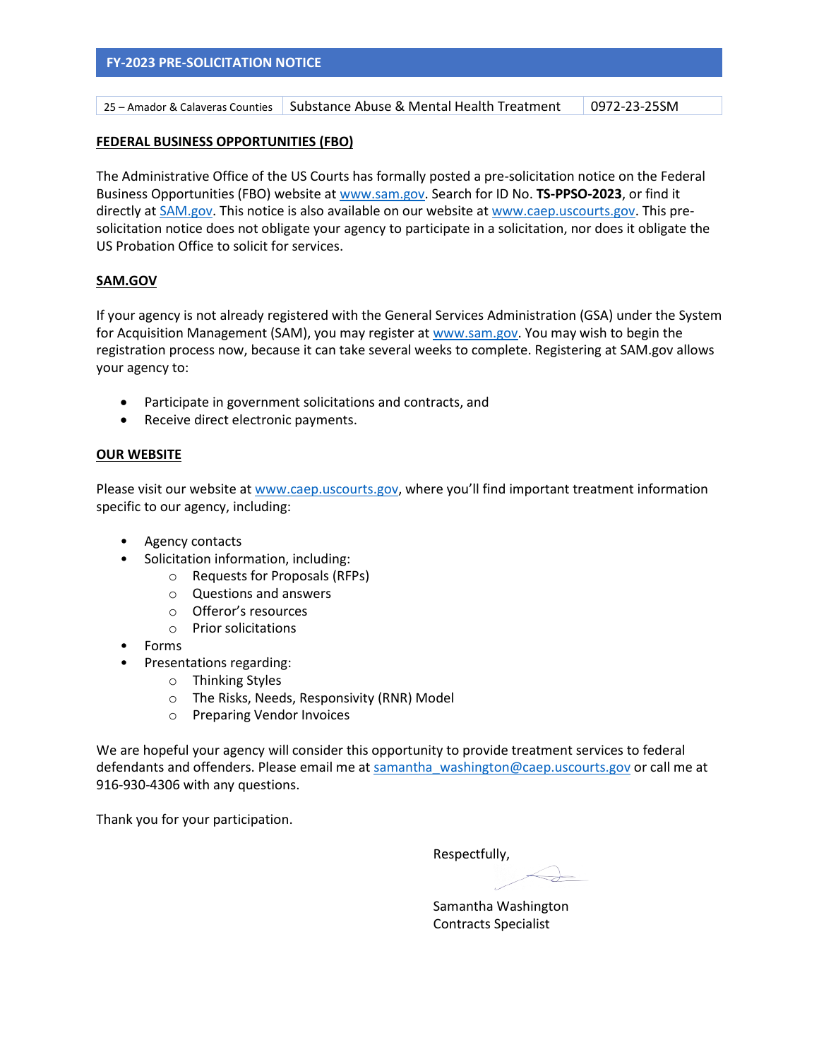## FY-2023 PRE-SOLICITATION NOTICE

| | | |
|---|---|---|
| 25 – Amador & Calaveras Counties | Substance Abuse & Mental Health Treatment | 0972-23-25SM |

### FEDERAL BUSINESS OPPORTUNITIES (FBO)

The Administrative Office of the US Courts has formally posted a pre-solicitation notice on the Federal Business Opportunities (FBO) website at www.sam.gov. Search for ID No. **TS-PPSO-2023**, or find it directly at SAM.gov. This notice is also available on our website at www.caep.uscourts.gov. This pre-solicitation notice does not obligate your agency to participate in a solicitation, nor does it obligate the US Probation Office to solicit for services.

### SAM.GOV

If your agency is not already registered with the General Services Administration (GSA) under the System for Acquisition Management (SAM), you may register at www.sam.gov. You may wish to begin the registration process now, because it can take several weeks to complete. Registering at SAM.gov allows your agency to:

- Participate in government solicitations and contracts, and
- Receive direct electronic payments.

### OUR WEBSITE

Please visit our website at www.caep.uscourts.gov, where you'll find important treatment information specific to our agency, including:

- Agency contacts
- Solicitation information, including:
  - Requests for Proposals (RFPs)
  - Questions and answers
  - Offeror's resources
  - Prior solicitations
- Forms
- Presentations regarding:
  - Thinking Styles
  - The Risks, Needs, Responsivity (RNR) Model
  - Preparing Vendor Invoices

We are hopeful your agency will consider this opportunity to provide treatment services to federal defendants and offenders. Please email me at samantha_washington@caep.uscourts.gov or call me at 916-930-4306 with any questions.

Thank you for your participation.

Respectfully,

Samantha Washington
Contracts Specialist